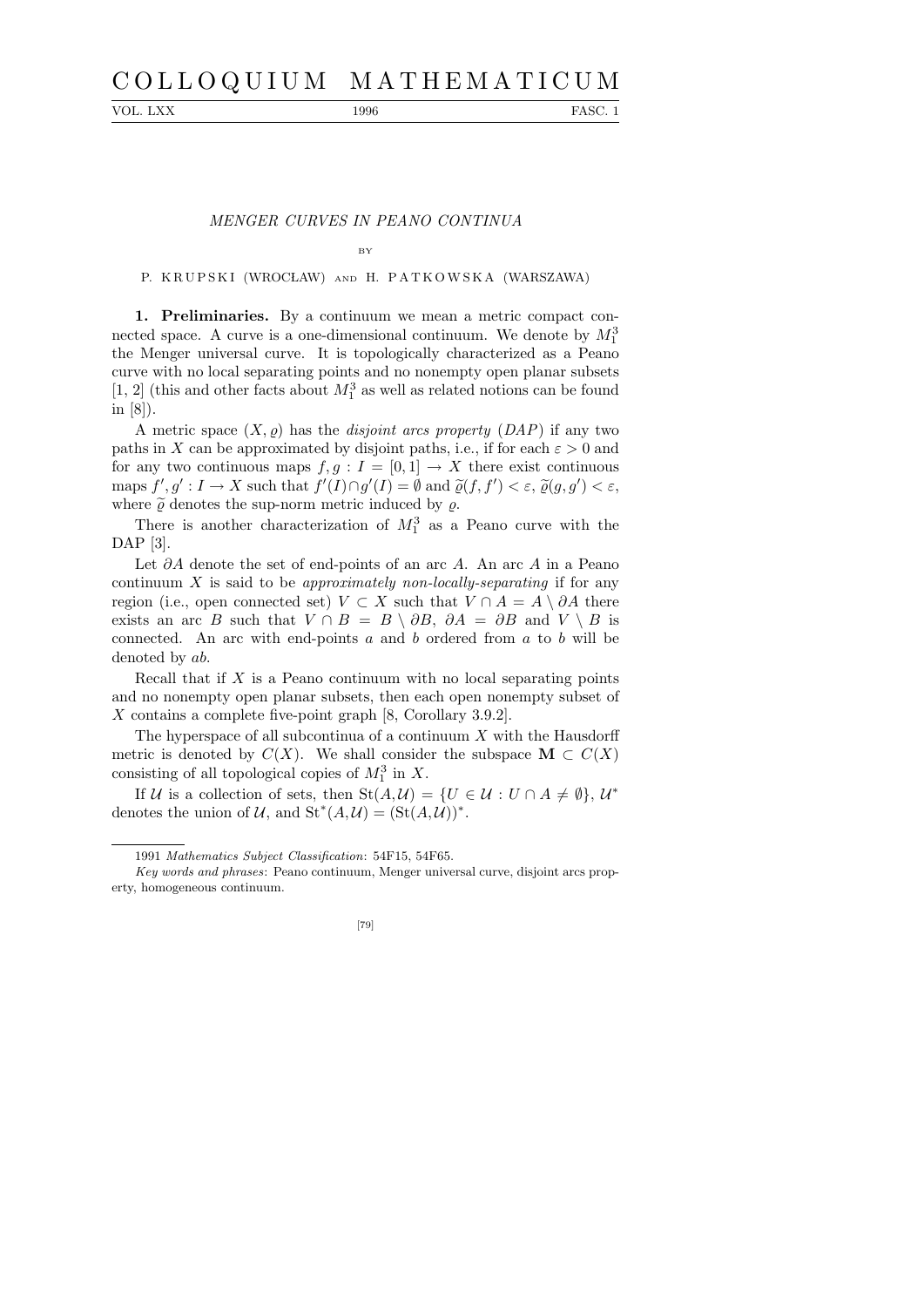# MENGER CURVES IN PEANO CONTINUA

BY

P. KRUPSKI (WROCŁAW) AND H. PATKOWSKA (WARSZAWA)

**1. Preliminaries.** By a continuum we mean a metric compact connected space. A curve is a one-dimensional continuum. We denote by $M_1^3$ the Menger universal curve. It is topologically characterized as a Peano curve with no local separating points and no nonempty open planar subsets [1, 2] (this and other facts about $M_1^3$ as well as related notions can be found in [8]).

A metric space $(X, \varrho)$ has the *disjoint arcs property* (*DAP*) if any two paths in $X$ can be approximated by disjoint paths, i.e., if for each $\varepsilon > 0$ and for any two continuous maps $f, g : I = [0, 1] \to X$ there exist continuous maps $f', g' : I \to X$ such that $f'(I) \cap g'(I) = \emptyset$ and $\widetilde{\varrho}(f, f') < \varepsilon$, $\widetilde{\varrho}(g, g') < \varepsilon$, where $\widetilde{\varrho}$ denotes the sup-norm metric induced by $\varrho$.

There is another characterization of $M_1^3$ as a Peano curve with the DAP [3].

Let $\partial A$ denote the set of end-points of an arc $A$. An arc $A$ in a Peano continuum $X$ is said to be *approximately non-locally-separating* if for any region (i.e., open connected set) $V \subset X$ such that $V \cap A = A \setminus \partial A$ there exists an arc $B$ such that $V \cap B = B \setminus \partial B$, $\partial A = \partial B$ and $V \setminus B$ is connected. An arc with end-points $a$ and $b$ ordered from $a$ to $b$ will be denoted by $ab$.

Recall that if $X$ is a Peano continuum with no local separating points and no nonempty open planar subsets, then each open nonempty subset of $X$ contains a complete five-point graph [8, Corollary 3.9.2].

The hyperspace of all subcontinua of a continuum $X$ with the Hausdorff metric is denoted by $C(X)$. We shall consider the subspace $\mathbf{M} \subset C(X)$ consisting of all topological copies of $M_1^3$ in $X$.

If $\mathcal{U}$ is a collection of sets, then $\mathrm{St}(A, \mathcal{U}) = \{U \in \mathcal{U} : U \cap A \neq \emptyset\}$, $\mathcal{U}^*$ denotes the union of $\mathcal{U}$, and $\mathrm{St}^*(A, \mathcal{U}) = (\mathrm{St}(A, \mathcal{U}))^*$.

---

1991 *Mathematics Subject Classification*: 54F15, 54F65.

*Key words and phrases*: Peano continuum, Menger universal curve, disjoint arcs property, homogeneous continuum.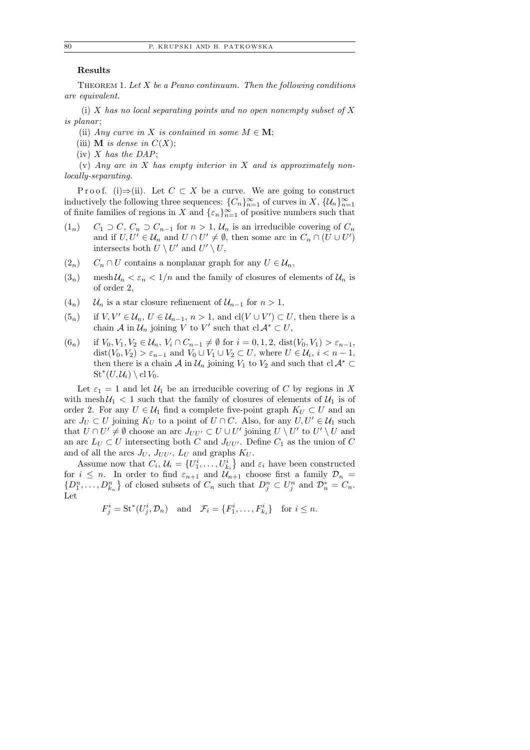**Results**

THEOREM 1. *Let $X$ be a Peano continuum. Then the following conditions are equivalent.*

(i) *$X$ has no local separating points and no open nonempty subset of $X$ is planar*;

(ii) *Any curve in $X$ is contained in some $M \in \mathbf{M}$*;

(iii) *$\mathbf{M}$ is dense in $C(X)$*;

(iv) *$X$ has the DAP*;

(v) *Any arc in $X$ has empty interior in $X$ and is approximately non-locally-separating.*

Proof. (i)⇒(ii). Let $C \subset X$ be a curve. We are going to construct inductively the following three sequences: $\{C_n\}_{n=1}^{\infty}$ of curves in $X$, $\{\mathcal{U}_n\}_{n=1}^{\infty}$ of finite families of regions in $X$ and $\{\varepsilon_n\}_{n=1}^{\infty}$ of positive numbers such that

$(1_n)$ $C_1 \supset C$, $C_n \supset C_{n-1}$ for $n > 1$, $\mathcal{U}_n$ is an irreducible covering of $C_n$ and if $U, U' \in \mathcal{U}_n$ and $U \cap U' \neq \emptyset$, then some arc in $C_n \cap (U \cup U')$ intersects both $U \setminus U'$ and $U' \setminus U$,

$(2_n)$ $C_n \cap U$ contains a nonplanar graph for any $U \in \mathcal{U}_n$,

$(3_n)$ $\operatorname{mesh} \mathcal{U}_n < \varepsilon_n < 1/n$ and the family of closures of elements of $\mathcal{U}_n$ is of order 2,

$(4_n)$ $\mathcal{U}_n$ is a star closure refinement of $\mathcal{U}_{n-1}$ for $n > 1$,

$(5_n)$ if $V, V' \in \mathcal{U}_n$, $U \in \mathcal{U}_{n-1}$, $n > 1$, and $\operatorname{cl}(V \cup V') \subset U$, then there is a chain $\mathcal{A}$ in $\mathcal{U}_n$ joining $V$ to $V'$ such that $\operatorname{cl} \mathcal{A}^* \subset U$,

$(6_n)$ if $V_0, V_1, V_2 \in \mathcal{U}_n$, $V_i \cap C_{n-1} \neq \emptyset$ for $i = 0, 1, 2$, $\operatorname{dist}(V_0, V_1) > \varepsilon_{n-1}$, $\operatorname{dist}(V_0, V_2) > \varepsilon_{n-1}$ and $V_0 \cup V_1 \cup V_2 \subset U$, where $U \in \mathcal{U}_i$, $i < n-1$, then there is a chain $\mathcal{A}$ in $\mathcal{U}_n$ joining $V_1$ to $V_2$ and such that $\operatorname{cl} \mathcal{A}^* \subset \operatorname{St}^*(U, \mathcal{U}_i) \setminus \operatorname{cl} V_0$.

Let $\varepsilon_1 = 1$ and let $\mathcal{U}_1$ be an irreducible covering of $C$ by regions in $X$ with $\operatorname{mesh} \mathcal{U}_1 < 1$ such that the family of closures of elements of $\mathcal{U}_1$ is of order 2. For any $U \in \mathcal{U}_1$ find a complete five-point graph $K_U \subset U$ and an arc $J_U \subset U$ joining $K_U$ to a point of $U \cap C$. Also, for any $U, U' \in \mathcal{U}_1$ such that $U \cap U' \neq \emptyset$ choose an arc $J_{UU'} \subset U \cup U'$ joining $U \setminus U'$ to $U' \setminus U$ and an arc $L_U \subset U$ intersecting both $C$ and $J_{UU'}$. Define $C_1$ as the union of $C$ and of all the arcs $J_U$, $J_{UU'}$, $L_U$ and graphs $K_U$.

Assume now that $C_i$, $\mathcal{U}_i = \{U_1^i, \ldots, U_{k_i}^i\}$ and $\varepsilon_i$ have been constructed for $i \leq n$. In order to find $\varepsilon_{n+1}$ and $\mathcal{U}_{n+1}$ choose first a family $\mathcal{D}_n = \{D_1^n, \ldots, D_{k_n}^n\}$ of closed subsets of $C_n$ such that $D_j^n \subset U_j^n$ and $\mathcal{D}_n^* = C_n$. Let

$$F_j^i = \operatorname{St}^*(U_j^i, \mathcal{D}_n) \quad \text{and} \quad \mathcal{F}_i = \{F_1^i, \ldots, F_{k_i}^i\} \quad \text{for } i \leq n.$$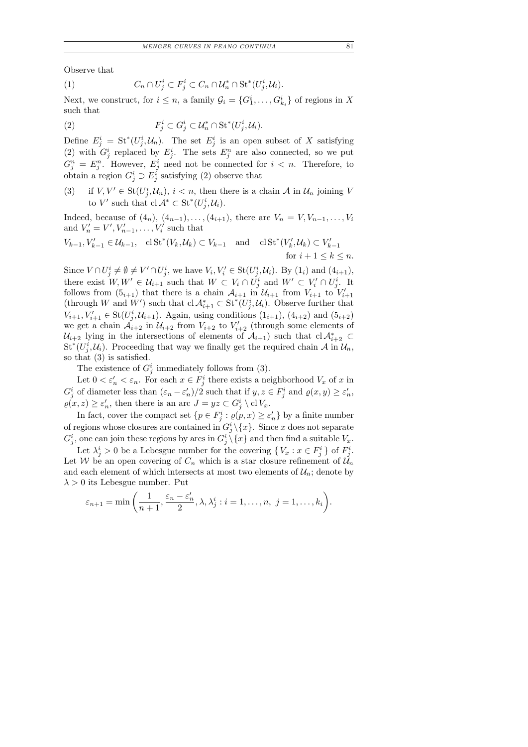Observe that

$$C_n \cap U^i_j \subset F^i_j \subset C_n \cap \mathcal{U}^*_n \cap \mathrm{St}^*(U^i_j, \mathcal{U}_i). \tag{1}$$

Next, we construct, for $i \le n$, a family $\mathcal{G}_i = \{G^i_1, \ldots, G^i_{k_i}\}$ of regions in $X$ such that

$$F^i_j \subset G^i_j \subset \mathcal{U}^*_n \cap \mathrm{St}^*(U^i_j, \mathcal{U}_i). \tag{2}$$

Define $E^i_j = \mathrm{St}^*(U^i_j, \mathcal{U}_n)$. The set $E^i_j$ is an open subset of $X$ satisfying (2) with $G^i_j$ replaced by $E^i_j$. The sets $E^n_j$ are also connected, so we put $G^n_j = E^n_j$. However, $E^i_j$ need not be connected for $i < n$. Therefore, to obtain a region $G^i_j \supset E^i_j$ satisfying (2) observe that

(3) if $V, V' \in \mathrm{St}(U^i_j, \mathcal{U}_n)$, $i < n$, then there is a chain $\mathcal{A}$ in $\mathcal{U}_n$ joining $V$ to $V'$ such that $\mathrm{cl}\,\mathcal{A}^* \subset \mathrm{St}^*(U^i_j, \mathcal{U}_i)$.

Indeed, because of $(4_n), (4_{n-1}), \ldots, (4_{i+1})$, there are $V_n = V, V_{n-1}, \ldots, V_i$ and $V'_n = V', V'_{n-1}, \ldots, V'_i$ such that

$$V_{k-1}, V'_{k-1} \in \mathcal{U}_{k-1}, \quad \mathrm{cl}\,\mathrm{St}^*(V_k, \mathcal{U}_k) \subset V_{k-1} \quad \text{and} \quad \mathrm{cl}\,\mathrm{St}^*(V'_k, \mathcal{U}_k) \subset V'_{k-1}$$
$$\text{for } i+1 \le k \le n.$$

Since $V \cap U^i_j \ne \emptyset \ne V' \cap U^i_j$, we have $V_i, V'_i \in \mathrm{St}(U^i_j, \mathcal{U}_i)$. By $(1_i)$ and $(4_{i+1})$, there exist $W, W' \in \mathcal{U}_{i+1}$ such that $W \subset V_i \cap U^i_j$ and $W' \subset V'_i \cap U^i_j$. It follows from $(5_{i+1})$ that there is a chain $\mathcal{A}_{i+1}$ in $\mathcal{U}_{i+1}$ from $V_{i+1}$ to $V'_{i+1}$ (through $W$ and $W'$) such that $\mathrm{cl}\,\mathcal{A}^*_{i+1} \subset \mathrm{St}^*(U^i_j, \mathcal{U}_i)$. Observe further that $V_{i+1}, V'_{i+1} \in \mathrm{St}(U^i_j, \mathcal{U}_{i+1})$. Again, using conditions $(1_{i+1})$, $(4_{i+2})$ and $(5_{i+2})$ we get a chain $\mathcal{A}_{i+2}$ in $\mathcal{U}_{i+2}$ from $V_{i+2}$ to $V'_{i+2}$ (through some elements of $\mathcal{U}_{i+2}$ lying in the intersections of elements of $\mathcal{A}_{i+1}$) such that $\mathrm{cl}\,\mathcal{A}^*_{i+2} \subset \mathrm{St}^*(U^i_j, \mathcal{U}_i)$. Proceeding that way we finally get the required chain $\mathcal{A}$ in $\mathcal{U}_n$, so that (3) is satisfied.

The existence of $G^i_j$ immediately follows from (3).

Let $0 < \varepsilon'_n < \varepsilon_n$. For each $x \in F^i_j$ there exists a neighborhood $V_x$ of $x$ in $G^i_j$ of diameter less than $(\varepsilon_n - \varepsilon'_n)/2$ such that if $y, z \in F^i_j$ and $\varrho(x, y) \ge \varepsilon'_n$, $\varrho(x, z) \ge \varepsilon'_n$, then there is an arc $J = yz \subset G^i_j \setminus \mathrm{cl}\, V_x$.

In fact, cover the compact set $\{p \in F^i_j : \varrho(p, x) \ge \varepsilon'_n\}$ by a finite number of regions whose closures are contained in $G^i_j \setminus \{x\}$. Since $x$ does not separate $G^i_j$, one can join these regions by arcs in $G^i_j \setminus \{x\}$ and then find a suitable $V_x$.

Let $\lambda^i_j > 0$ be a Lebesgue number for the covering $\{V_x : x \in F^i_j\}$ of $F^i_j$. Let $\mathcal{W}$ be an open covering of $C_n$ which is a star closure refinement of $\mathcal{U}_n$ and each element of which intersects at most two elements of $\mathcal{U}_n$; denote by $\lambda > 0$ its Lebesgue number. Put

$$\varepsilon_{n+1} = \min\left(\frac{1}{n+1}, \frac{\varepsilon_n - \varepsilon'_n}{2}, \lambda, \lambda^i_j : i = 1, \ldots, n,\ j = 1, \ldots, k_i\right).$$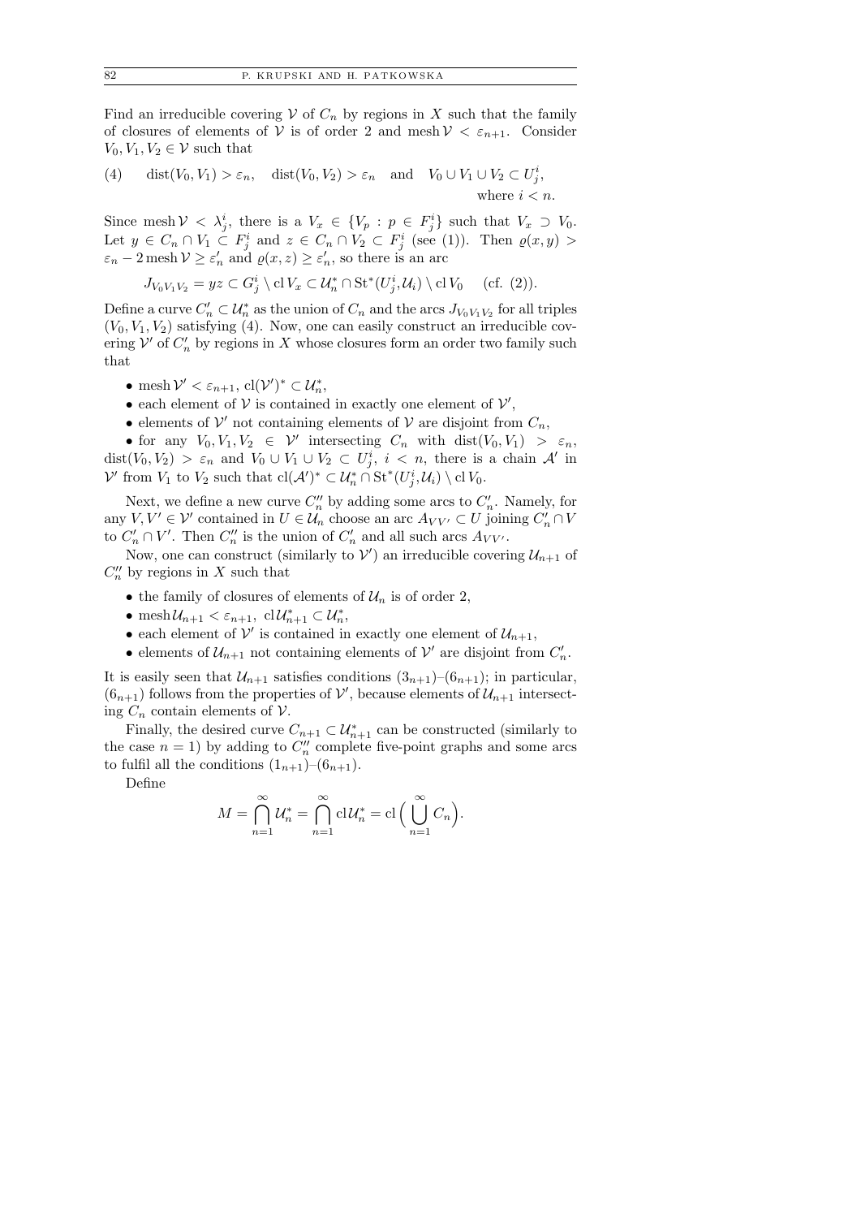Find an irreducible covering $\mathcal{V}$ of $C_n$ by regions in $X$ such that the family of closures of elements of $\mathcal{V}$ is of order 2 and $\operatorname{mesh} \mathcal{V} < \varepsilon_{n+1}$. Consider $V_0, V_1, V_2 \in \mathcal{V}$ such that

$$(4) \qquad \operatorname{dist}(V_0, V_1) > \varepsilon_n, \quad \operatorname{dist}(V_0, V_2) > \varepsilon_n \quad \text{and} \quad V_0 \cup V_1 \cup V_2 \subset U_j^i, \quad \text{where } i < n.$$

Since $\operatorname{mesh} \mathcal{V} < \lambda_j^i$, there is a $V_x \in \{V_p : p \in F_j^i\}$ such that $V_x \supset V_0$. Let $y \in C_n \cap V_1 \subset F_j^i$ and $z \in C_n \cap V_2 \subset F_j^i$ (see (1)). Then $\varrho(x, y) > \varepsilon_n - 2 \operatorname{mesh} \mathcal{V} \geq \varepsilon_n'$ and $\varrho(x, z) \geq \varepsilon_n'$, so there is an arc

$$J_{V_0 V_1 V_2} = yz \subset G_j^i \setminus \operatorname{cl} V_x \subset \mathcal{U}_n^* \cap \operatorname{St}^*(U_j^i, \mathcal{U}_i) \setminus \operatorname{cl} V_0 \quad \text{(cf. (2))}.$$

Define a curve $C_n' \subset \mathcal{U}_n^*$ as the union of $C_n$ and the arcs $J_{V_0 V_1 V_2}$ for all triples $(V_0, V_1, V_2)$ satisfying (4). Now, one can easily construct an irreducible covering $\mathcal{V}'$ of $C_n'$ by regions in $X$ whose closures form an order two family such that

- $\operatorname{mesh} \mathcal{V}' < \varepsilon_{n+1}$, $\operatorname{cl}(\mathcal{V}')^* \subset \mathcal{U}_n^*$,
- each element of $\mathcal{V}$ is contained in exactly one element of $\mathcal{V}'$,
- elements of $\mathcal{V}'$ not containing elements of $\mathcal{V}$ are disjoint from $C_n$,
- for any $V_0, V_1, V_2 \in \mathcal{V}'$ intersecting $C_n$ with $\operatorname{dist}(V_0, V_1) > \varepsilon_n$, $\operatorname{dist}(V_0, V_2) > \varepsilon_n$ and $V_0 \cup V_1 \cup V_2 \subset U_j^i$, $i < n$, there is a chain $\mathcal{A}'$ in $\mathcal{V}'$ from $V_1$ to $V_2$ such that $\operatorname{cl}(\mathcal{A}')^* \subset \mathcal{U}_n^* \cap \operatorname{St}^*(U_j^i, \mathcal{U}_i) \setminus \operatorname{cl} V_0$.

Next, we define a new curve $C_n''$ by adding some arcs to $C_n'$. Namely, for any $V, V' \in \mathcal{V}'$ contained in $U \in \mathcal{U}_n$ choose an arc $A_{VV'} \subset U$ joining $C_n' \cap V$ to $C_n' \cap V'$. Then $C_n''$ is the union of $C_n'$ and all such arcs $A_{VV'}$.

Now, one can construct (similarly to $\mathcal{V}'$) an irreducible covering $\mathcal{U}_{n+1}$ of $C_n''$ by regions in $X$ such that

- the family of closures of elements of $\mathcal{U}_n$ is of order 2,
- $\operatorname{mesh} \mathcal{U}_{n+1} < \varepsilon_{n+1}$, $\operatorname{cl} \mathcal{U}_{n+1}^* \subset \mathcal{U}_n^*$,
- each element of $\mathcal{V}'$ is contained in exactly one element of $\mathcal{U}_{n+1}$,
- elements of $\mathcal{U}_{n+1}$ not containing elements of $\mathcal{V}'$ are disjoint from $C_n'$.

It is easily seen that $\mathcal{U}_{n+1}$ satisfies conditions $(3_{n+1})$–$(6_{n+1})$; in particular, $(6_{n+1})$ follows from the properties of $\mathcal{V}'$, because elements of $\mathcal{U}_{n+1}$ intersecting $C_n$ contain elements of $\mathcal{V}$.

Finally, the desired curve $C_{n+1} \subset \mathcal{U}_{n+1}^*$ can be constructed (similarly to the case $n = 1$) by adding to $C_n''$ complete five-point graphs and some arcs to fulfil all the conditions $(1_{n+1})$–$(6_{n+1})$.

Define

$$M = \bigcap_{n=1}^{\infty} \mathcal{U}_n^* = \bigcap_{n=1}^{\infty} \operatorname{cl} \mathcal{U}_n^* = \operatorname{cl} \Big( \bigcup_{n=1}^{\infty} C_n \Big).$$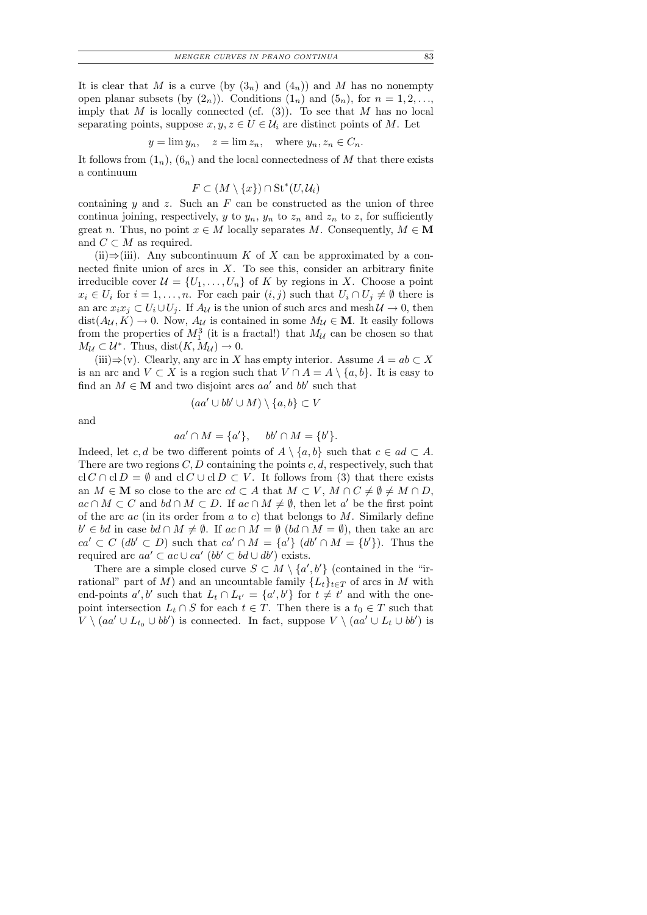It is clear that $M$ is a curve (by $(3_n)$ and $(4_n)$) and $M$ has no nonempty open planar subsets (by $(2_n)$). Conditions $(1_n)$ and $(5_n)$, for $n = 1, 2, \ldots$, imply that $M$ is locally connected (cf. (3)). To see that $M$ has no local separating points, suppose $x, y, z \in U \in \mathcal{U}_i$ are distinct points of $M$. Let

$$y = \lim y_n, \quad z = \lim z_n, \quad \text{where } y_n, z_n \in C_n.$$

It follows from $(1_n)$, $(6_n)$ and the local connectedness of $M$ that there exists a continuum

$$F \subset (M \setminus \{x\}) \cap \mathrm{St}^*(U, \mathcal{U}_i)$$

containing $y$ and $z$. Such an $F$ can be constructed as the union of three continua joining, respectively, $y$ to $y_n$, $y_n$ to $z_n$ and $z_n$ to $z$, for sufficiently great $n$. Thus, no point $x \in M$ locally separates $M$. Consequently, $M \in \mathbf{M}$ and $C \subset M$ as required.

(ii)⇒(iii). Any subcontinuum $K$ of $X$ can be approximated by a connected finite union of arcs in $X$. To see this, consider an arbitrary finite irreducible cover $\mathcal{U} = \{U_1, \ldots, U_n\}$ of $K$ by regions in $X$. Choose a point $x_i \in U_i$ for $i = 1, \ldots, n$. For each pair $(i, j)$ such that $U_i \cap U_j \neq \emptyset$ there is an arc $x_i x_j \subset U_i \cup U_j$. If $A_{\mathcal{U}}$ is the union of such arcs and $\mathrm{mesh}\, \mathcal{U} \to 0$, then $\mathrm{dist}(A_{\mathcal{U}}, K) \to 0$. Now, $A_{\mathcal{U}}$ is contained in some $M_{\mathcal{U}} \in \mathbf{M}$. It easily follows from the properties of $M_1^3$ (it is a fractal!) that $M_{\mathcal{U}}$ can be chosen so that $M_{\mathcal{U}} \subset \mathcal{U}^*$. Thus, $\mathrm{dist}(K, M_{\mathcal{U}}) \to 0$.

(iii)⇒(v). Clearly, any arc in $X$ has empty interior. Assume $A = ab \subset X$ is an arc and $V \subset X$ is a region such that $V \cap A = A \setminus \{a, b\}$. It is easy to find an $M \in \mathbf{M}$ and two disjoint arcs $aa'$ and $bb'$ such that

$$(aa' \cup bb' \cup M) \setminus \{a, b\} \subset V$$

and

$$aa' \cap M = \{a'\}, \quad bb' \cap M = \{b'\}.$$

Indeed, let $c, d$ be two different points of $A \setminus \{a, b\}$ such that $c \in ad \subset A$. There are two regions $C, D$ containing the points $c, d$, respectively, such that $\mathrm{cl}\, C \cap \mathrm{cl}\, D = \emptyset$ and $\mathrm{cl}\, C \cup \mathrm{cl}\, D \subset V$. It follows from (3) that there exists an $M \in \mathbf{M}$ so close to the arc $cd \subset A$ that $M \subset V$, $M \cap C \neq \emptyset \neq M \cap D$, $ac \cap M \subset C$ and $bd \cap M \subset D$. If $ac \cap M \neq \emptyset$, then let $a'$ be the first point of the arc $ac$ (in its order from $a$ to $c$) that belongs to $M$. Similarly define $b' \in bd$ in case $bd \cap M \neq \emptyset$. If $ac \cap M = \emptyset$ ($bd \cap M = \emptyset$), then take an arc $ca' \subset C$ ($db' \subset D$) such that $ca' \cap M = \{a'\}$ ($db' \cap M = \{b'\}$). Thus the required arc $aa' \subset ac \cup ca'$ ($bb' \subset bd \cup db'$) exists.

There are a simple closed curve $S \subset M \setminus \{a', b'\}$ (contained in the "irrational" part of $M$) and an uncountable family $\{L_t\}_{t \in T}$ of arcs in $M$ with end-points $a', b'$ such that $L_t \cap L_{t'} = \{a', b'\}$ for $t \neq t'$ and with the one-point intersection $L_t \cap S$ for each $t \in T$. Then there is a $t_0 \in T$ such that $V \setminus (aa' \cup L_{t_0} \cup bb')$ is connected. In fact, suppose $V \setminus (aa' \cup L_t \cup bb')$ is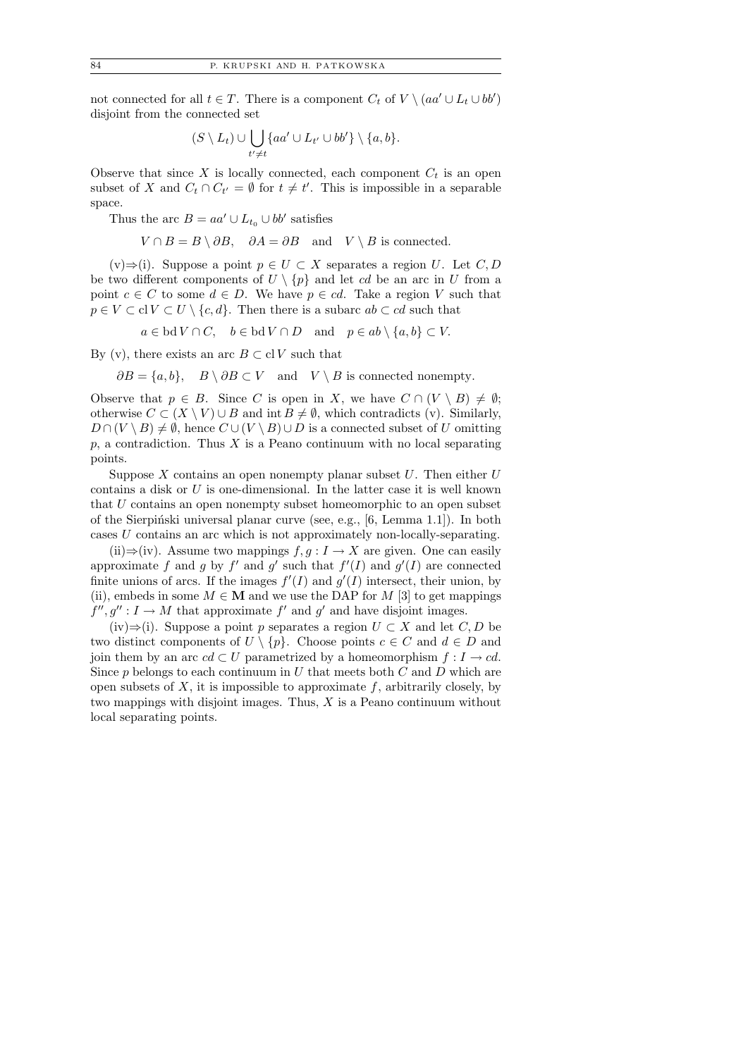not connected for all $t \in T$. There is a component $C_t$ of $V \setminus (aa' \cup L_t \cup bb')$ disjoint from the connected set

$$(S \setminus L_t) \cup \bigcup_{t' \neq t} \{aa' \cup L_{t'} \cup bb'\} \setminus \{a, b\}.$$

Observe that since $X$ is locally connected, each component $C_t$ is an open subset of $X$ and $C_t \cap C_{t'} = \emptyset$ for $t \neq t'$. This is impossible in a separable space.

Thus the arc $B = aa' \cup L_{t_0} \cup bb'$ satisfies

$$V \cap B = B \setminus \partial B, \quad \partial A = \partial B \quad \text{and} \quad V \setminus B \text{ is connected.}$$

(v)⇒(i). Suppose a point $p \in U \subset X$ separates a region $U$. Let $C, D$ be two different components of $U \setminus \{p\}$ and let $cd$ be an arc in $U$ from a point $c \in C$ to some $d \in D$. We have $p \in cd$. Take a region $V$ such that $p \in V \subset \operatorname{cl} V \subset U \setminus \{c, d\}$. Then there is a subarc $ab \subset cd$ such that

$$a \in \operatorname{bd} V \cap C, \quad b \in \operatorname{bd} V \cap D \quad \text{and} \quad p \in ab \setminus \{a, b\} \subset V.$$

By (v), there exists an arc $B \subset \operatorname{cl} V$ such that

$$\partial B = \{a, b\}, \quad B \setminus \partial B \subset V \quad \text{and} \quad V \setminus B \text{ is connected nonempty.}$$

Observe that $p \in B$. Since $C$ is open in $X$, we have $C \cap (V \setminus B) \neq \emptyset$; otherwise $C \subset (X \setminus V) \cup B$ and $\operatorname{int} B \neq \emptyset$, which contradicts (v). Similarly, $D \cap (V \setminus B) \neq \emptyset$, hence $C \cup (V \setminus B) \cup D$ is a connected subset of $U$ omitting $p$, a contradiction. Thus $X$ is a Peano continuum with no local separating points.

Suppose $X$ contains an open nonempty planar subset $U$. Then either $U$ contains a disk or $U$ is one-dimensional. In the latter case it is well known that $U$ contains an open nonempty subset homeomorphic to an open subset of the Sierpiński universal planar curve (see, e.g., [6, Lemma 1.1]). In both cases $U$ contains an arc which is not approximately non-locally-separating.

(ii)⇒(iv). Assume two mappings $f, g : I \to X$ are given. One can easily approximate $f$ and $g$ by $f'$ and $g'$ such that $f'(I)$ and $g'(I)$ are connected finite unions of arcs. If the images $f'(I)$ and $g'(I)$ intersect, their union, by (ii), embeds in some $M \in \mathbf{M}$ and we use the DAP for $M$ [3] to get mappings $f'', g'' : I \to M$ that approximate $f'$ and $g'$ and have disjoint images.

(iv)⇒(i). Suppose a point $p$ separates a region $U \subset X$ and let $C, D$ be two distinct components of $U \setminus \{p\}$. Choose points $c \in C$ and $d \in D$ and join them by an arc $cd \subset U$ parametrized by a homeomorphism $f : I \to cd$. Since $p$ belongs to each continuum in $U$ that meets both $C$ and $D$ which are open subsets of $X$, it is impossible to approximate $f$, arbitrarily closely, by two mappings with disjoint images. Thus, $X$ is a Peano continuum without local separating points.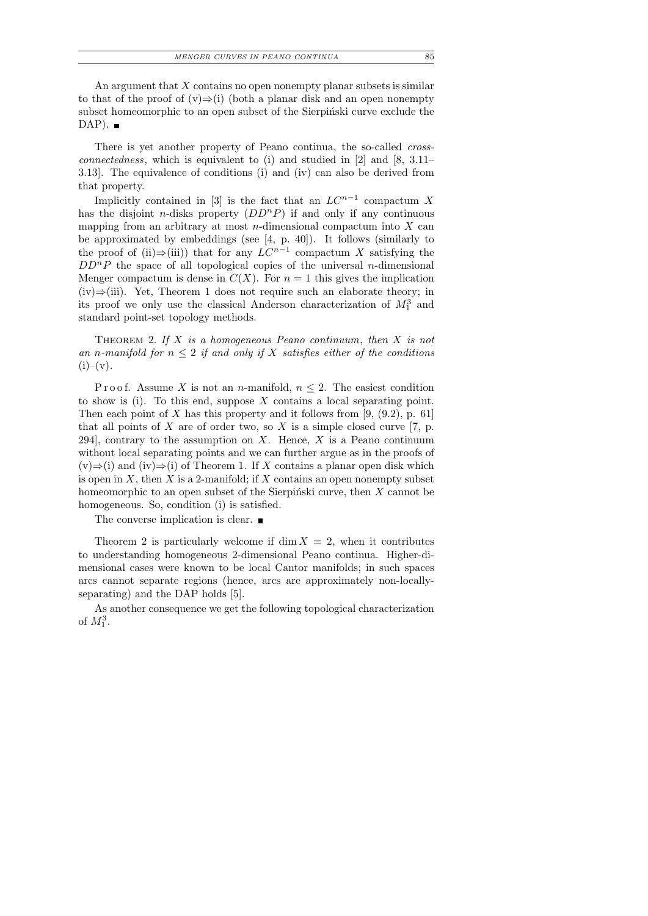An argument that $X$ contains no open nonempty planar subsets is similar to that of the proof of (v)⇒(i) (both a planar disk and an open nonempty subset homeomorphic to an open subset of the Sierpiński curve exclude the DAP). ■

There is yet another property of Peano continua, the so-called *cross-connectedness*, which is equivalent to (i) and studied in [2] and [8, 3.11–3.13]. The equivalence of conditions (i) and (iv) can also be derived from that property.

Implicitly contained in [3] is the fact that an $LC^{n-1}$ compactum $X$ has the disjoint $n$-disks property ($DD^nP$) if and only if any continuous mapping from an arbitrary at most $n$-dimensional compactum into $X$ can be approximated by embeddings (see [4, p. 40]). It follows (similarly to the proof of (ii)⇒(iii)) that for any $LC^{n-1}$ compactum $X$ satisfying the $DD^nP$ the space of all topological copies of the universal $n$-dimensional Menger compactum is dense in $C(X)$. For $n = 1$ this gives the implication (iv)⇒(iii). Yet, Theorem 1 does not require such an elaborate theory; in its proof we only use the classical Anderson characterization of $M_1^3$ and standard point-set topology methods.

THEOREM 2. *If $X$ is a homogeneous Peano continuum, then $X$ is not an $n$-manifold for $n \leq 2$ if and only if $X$ satisfies either of the conditions* (i)–(v).

Proof. Assume $X$ is not an $n$-manifold, $n \leq 2$. The easiest condition to show is (i). To this end, suppose $X$ contains a local separating point. Then each point of $X$ has this property and it follows from [9, (9.2), p. 61] that all points of $X$ are of order two, so $X$ is a simple closed curve [7, p. 294], contrary to the assumption on $X$. Hence, $X$ is a Peano continuum without local separating points and we can further argue as in the proofs of (v)⇒(i) and (iv)⇒(i) of Theorem 1. If $X$ contains a planar open disk which is open in $X$, then $X$ is a 2-manifold; if $X$ contains an open nonempty subset homeomorphic to an open subset of the Sierpiński curve, then $X$ cannot be homogeneous. So, condition (i) is satisfied.

The converse implication is clear. ■

Theorem 2 is particularly welcome if $\dim X = 2$, when it contributes to understanding homogeneous 2-dimensional Peano continua. Higher-dimensional cases were known to be local Cantor manifolds; in such spaces arcs cannot separate regions (hence, arcs are approximately non-locally-separating) and the DAP holds [5].

As another consequence we get the following topological characterization of $M_1^3$.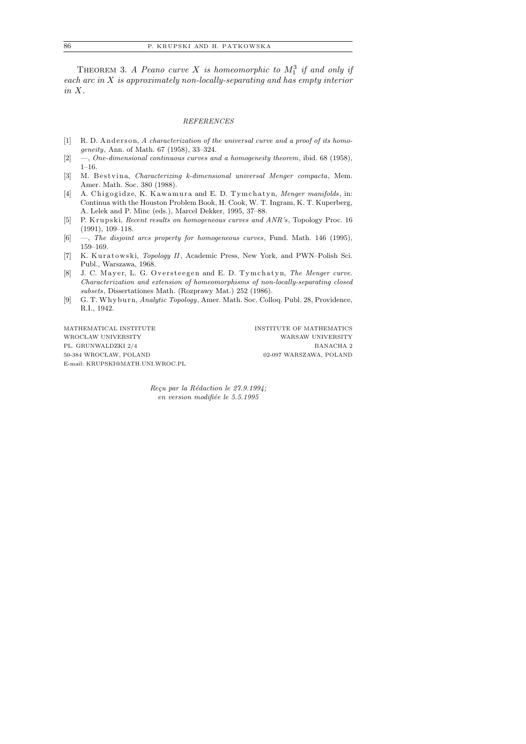THEOREM 3. *A Peano curve $X$ is homeomorphic to $M_1^3$ if and only if each arc in $X$ is approximately non-locally-separating and has empty interior in $X$.*

## REFERENCES

[1] R. D. Anderson, *A characterization of the universal curve and a proof of its homogeneity*, Ann. of Math. 67 (1958), 33–324.

[2] —, *One-dimensional continuous curves and a homogeneity theorem*, ibid. 68 (1958), 1–16.

[3] M. Bestvina, *Characterizing k-dimensional universal Menger compacta*, Mem. Amer. Math. Soc. 380 (1988).

[4] A. Chigogidze, K. Kawamura and E. D. Tymchatyn, *Menger manifolds*, in: Continua with the Houston Problem Book, H. Cook, W. T. Ingram, K. T. Kuperberg, A. Lelek and P. Minc (eds.), Marcel Dekker, 1995, 37–88.

[5] P. Krupski, *Recent results on homogeneous curves and ANR's*, Topology Proc. 16 (1991), 109–118.

[6] —, *The disjoint arcs property for homogeneous curves*, Fund. Math. 146 (1995), 159–169.

[7] K. Kuratowski, *Topology II*, Academic Press, New York, and PWN–Polish Sci. Publ., Warszawa, 1968.

[8] J. C. Mayer, L. G. Oversteegen and E. D. Tymchatyn, *The Menger curve. Characterization and extension of homeomorphisms of non-locally-separating closed subsets*, Dissertationes Math. (Rozprawy Mat.) 252 (1986).

[9] G. T. Whyburn, *Analytic Topology*, Amer. Math. Soc. Colloq. Publ. 28, Providence, R.I., 1942.

MATHEMATICAL INSTITUTE
WROCŁAW UNIVERSITY
PL. GRUNWALDZKI 2/4
50-384 WROCŁAW, POLAND
E-mail: KRUPSKI@MATH.UNI.WROC.PL

INSTITUTE OF MATHEMATICS
WARSAW UNIVERSITY
BANACHA 2
02-097 WARSZAWA, POLAND

*Reçu par la Rédaction le 27.9.1994;*
*en version modifiée le 5.5.1995*